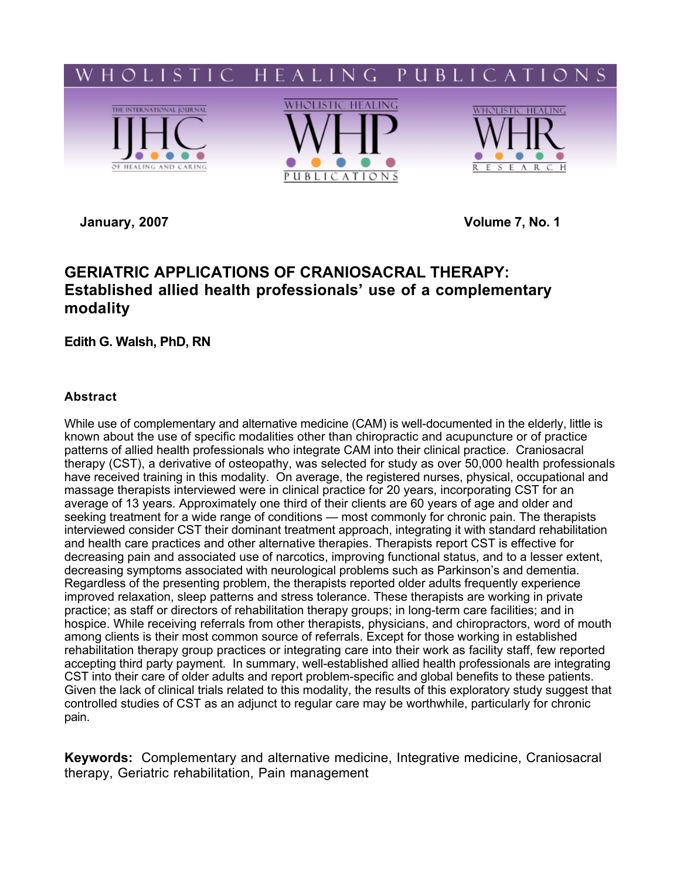January, 2007 Volume 7, No. 1

# GERIATRIC APPLICATIONS OF CRANIOSACRAL THERAPY: Established allied health professionals' use of a complementary modality

**Edith G. Walsh, PhD, RN**

## Abstract

While use of complementary and alternative medicine (CAM) is well-documented in the elderly, little is known about the use of specific modalities other than chiropractic and acupuncture or of practice patterns of allied health professionals who integrate CAM into their clinical practice. Craniosacral therapy (CST), a derivative of osteopathy, was selected for study as over 50,000 health professionals have received training in this modality. On average, the registered nurses, physical, occupational and massage therapists interviewed were in clinical practice for 20 years, incorporating CST for an average of 13 years. Approximately one third of their clients are 60 years of age and older and seeking treatment for a wide range of conditions — most commonly for chronic pain. The therapists interviewed consider CST their dominant treatment approach, integrating it with standard rehabilitation and health care practices and other alternative therapies. Therapists report CST is effective for decreasing pain and associated use of narcotics, improving functional status, and to a lesser extent, decreasing symptoms associated with neurological problems such as Parkinson's and dementia. Regardless of the presenting problem, the therapists reported older adults frequently experience improved relaxation, sleep patterns and stress tolerance. These therapists are working in private practice; as staff or directors of rehabilitation therapy groups; in long-term care facilities; and in hospice. While receiving referrals from other therapists, physicians, and chiropractors, word of mouth among clients is their most common source of referrals. Except for those working in established rehabilitation therapy group practices or integrating care into their work as facility staff, few reported accepting third party payment. In summary, well-established allied health professionals are integrating CST into their care of older adults and report problem-specific and global benefits to these patients. Given the lack of clinical trials related to this modality, the results of this exploratory study suggest that controlled studies of CST as an adjunct to regular care may be worthwhile, particularly for chronic pain.

**Keywords:** Complementary and alternative medicine, Integrative medicine, Craniosacral therapy, Geriatric rehabilitation, Pain management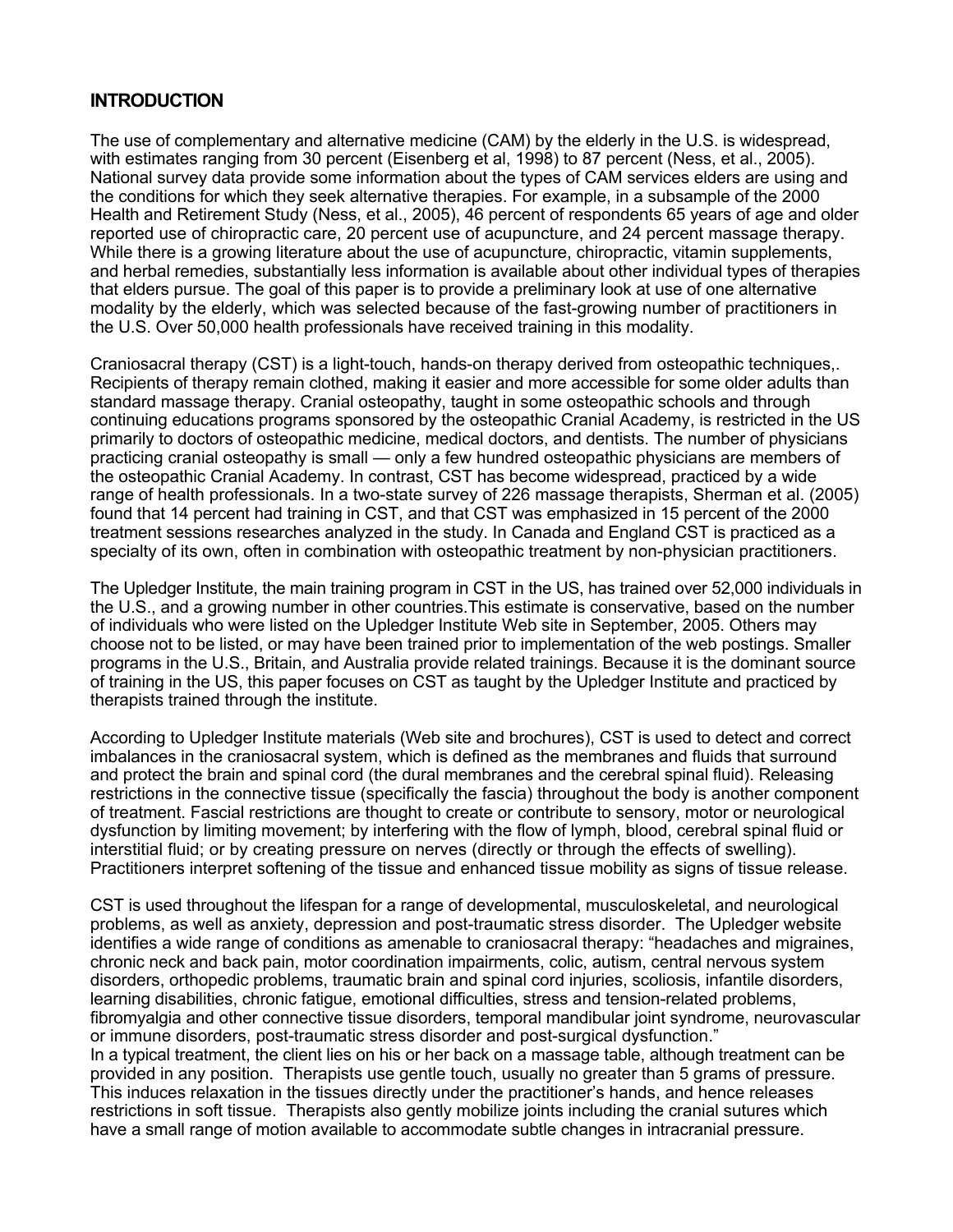## INTRODUCTION

The use of complementary and alternative medicine (CAM) by the elderly in the U.S. is widespread, with estimates ranging from 30 percent (Eisenberg et al, 1998) to 87 percent (Ness, et al., 2005). National survey data provide some information about the types of CAM services elders are using and the conditions for which they seek alternative therapies. For example, in a subsample of the 2000 Health and Retirement Study (Ness, et al., 2005), 46 percent of respondents 65 years of age and older reported use of chiropractic care, 20 percent use of acupuncture, and 24 percent massage therapy. While there is a growing literature about the use of acupuncture, chiropractic, vitamin supplements, and herbal remedies, substantially less information is available about other individual types of therapies that elders pursue. The goal of this paper is to provide a preliminary look at use of one alternative modality by the elderly, which was selected because of the fast-growing number of practitioners in the U.S. Over 50,000 health professionals have received training in this modality.

Craniosacral therapy (CST) is a light-touch, hands-on therapy derived from osteopathic techniques,. Recipients of therapy remain clothed, making it easier and more accessible for some older adults than standard massage therapy. Cranial osteopathy, taught in some osteopathic schools and through continuing educations programs sponsored by the osteopathic Cranial Academy, is restricted in the US primarily to doctors of osteopathic medicine, medical doctors, and dentists. The number of physicians practicing cranial osteopathy is small — only a few hundred osteopathic physicians are members of the osteopathic Cranial Academy. In contrast, CST has become widespread, practiced by a wide range of health professionals. In a two-state survey of 226 massage therapists, Sherman et al. (2005) found that 14 percent had training in CST, and that CST was emphasized in 15 percent of the 2000 treatment sessions researches analyzed in the study. In Canada and England CST is practiced as a specialty of its own, often in combination with osteopathic treatment by non-physician practitioners.

The Upledger Institute, the main training program in CST in the US, has trained over 52,000 individuals in the U.S., and a growing number in other countries.This estimate is conservative, based on the number of individuals who were listed on the Upledger Institute Web site in September, 2005. Others may choose not to be listed, or may have been trained prior to implementation of the web postings. Smaller programs in the U.S., Britain, and Australia provide related trainings. Because it is the dominant source of training in the US, this paper focuses on CST as taught by the Upledger Institute and practiced by therapists trained through the institute.

According to Upledger Institute materials (Web site and brochures), CST is used to detect and correct imbalances in the craniosacral system, which is defined as the membranes and fluids that surround and protect the brain and spinal cord (the dural membranes and the cerebral spinal fluid). Releasing restrictions in the connective tissue (specifically the fascia) throughout the body is another component of treatment. Fascial restrictions are thought to create or contribute to sensory, motor or neurological dysfunction by limiting movement; by interfering with the flow of lymph, blood, cerebral spinal fluid or interstitial fluid; or by creating pressure on nerves (directly or through the effects of swelling). Practitioners interpret softening of the tissue and enhanced tissue mobility as signs of tissue release.

CST is used throughout the lifespan for a range of developmental, musculoskeletal, and neurological problems, as well as anxiety, depression and post-traumatic stress disorder. The Upledger website identifies a wide range of conditions as amenable to craniosacral therapy: "headaches and migraines, chronic neck and back pain, motor coordination impairments, colic, autism, central nervous system disorders, orthopedic problems, traumatic brain and spinal cord injuries, scoliosis, infantile disorders, learning disabilities, chronic fatigue, emotional difficulties, stress and tension-related problems, fibromyalgia and other connective tissue disorders, temporal mandibular joint syndrome, neurovascular or immune disorders, post-traumatic stress disorder and post-surgical dysfunction."

In a typical treatment, the client lies on his or her back on a massage table, although treatment can be provided in any position. Therapists use gentle touch, usually no greater than 5 grams of pressure. This induces relaxation in the tissues directly under the practitioner's hands, and hence releases restrictions in soft tissue. Therapists also gently mobilize joints including the cranial sutures which have a small range of motion available to accommodate subtle changes in intracranial pressure.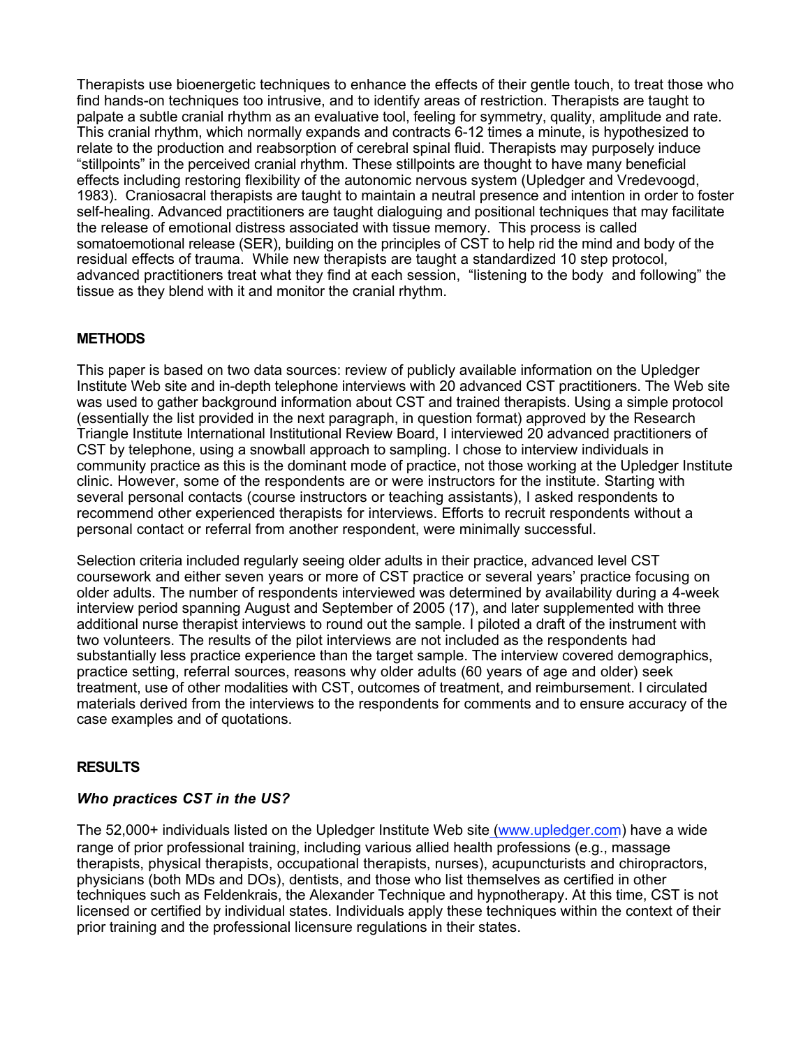Therapists use bioenergetic techniques to enhance the effects of their gentle touch, to treat those who find hands-on techniques too intrusive, and to identify areas of restriction. Therapists are taught to palpate a subtle cranial rhythm as an evaluative tool, feeling for symmetry, quality, amplitude and rate. This cranial rhythm, which normally expands and contracts 6-12 times a minute, is hypothesized to relate to the production and reabsorption of cerebral spinal fluid. Therapists may purposely induce "stillpoints" in the perceived cranial rhythm. These stillpoints are thought to have many beneficial effects including restoring flexibility of the autonomic nervous system (Upledger and Vredevoogd, 1983). Craniosacral therapists are taught to maintain a neutral presence and intention in order to foster self-healing. Advanced practitioners are taught dialoguing and positional techniques that may facilitate the release of emotional distress associated with tissue memory. This process is called somatoemotional release (SER), building on the principles of CST to help rid the mind and body of the residual effects of trauma. While new therapists are taught a standardized 10 step protocol, advanced practitioners treat what they find at each session, "listening to the body and following" the tissue as they blend with it and monitor the cranial rhythm.

## METHODS

This paper is based on two data sources: review of publicly available information on the Upledger Institute Web site and in-depth telephone interviews with 20 advanced CST practitioners. The Web site was used to gather background information about CST and trained therapists. Using a simple protocol (essentially the list provided in the next paragraph, in question format) approved by the Research Triangle Institute International Institutional Review Board, I interviewed 20 advanced practitioners of CST by telephone, using a snowball approach to sampling. I chose to interview individuals in community practice as this is the dominant mode of practice, not those working at the Upledger Institute clinic. However, some of the respondents are or were instructors for the institute. Starting with several personal contacts (course instructors or teaching assistants), I asked respondents to recommend other experienced therapists for interviews. Efforts to recruit respondents without a personal contact or referral from another respondent, were minimally successful.

Selection criteria included regularly seeing older adults in their practice, advanced level CST coursework and either seven years or more of CST practice or several years' practice focusing on older adults. The number of respondents interviewed was determined by availability during a 4-week interview period spanning August and September of 2005 (17), and later supplemented with three additional nurse therapist interviews to round out the sample. I piloted a draft of the instrument with two volunteers. The results of the pilot interviews are not included as the respondents had substantially less practice experience than the target sample. The interview covered demographics, practice setting, referral sources, reasons why older adults (60 years of age and older) seek treatment, use of other modalities with CST, outcomes of treatment, and reimbursement. I circulated materials derived from the interviews to the respondents for comments and to ensure accuracy of the case examples and of quotations.

## RESULTS

### *Who practices CST in the US?*

The 52,000+ individuals listed on the Upledger Institute Web site (www.upledger.com) have a wide range of prior professional training, including various allied health professions (e.g., massage therapists, physical therapists, occupational therapists, nurses), acupuncturists and chiropractors, physicians (both MDs and DOs), dentists, and those who list themselves as certified in other techniques such as Feldenkrais, the Alexander Technique and hypnotherapy. At this time, CST is not licensed or certified by individual states. Individuals apply these techniques within the context of their prior training and the professional licensure regulations in their states.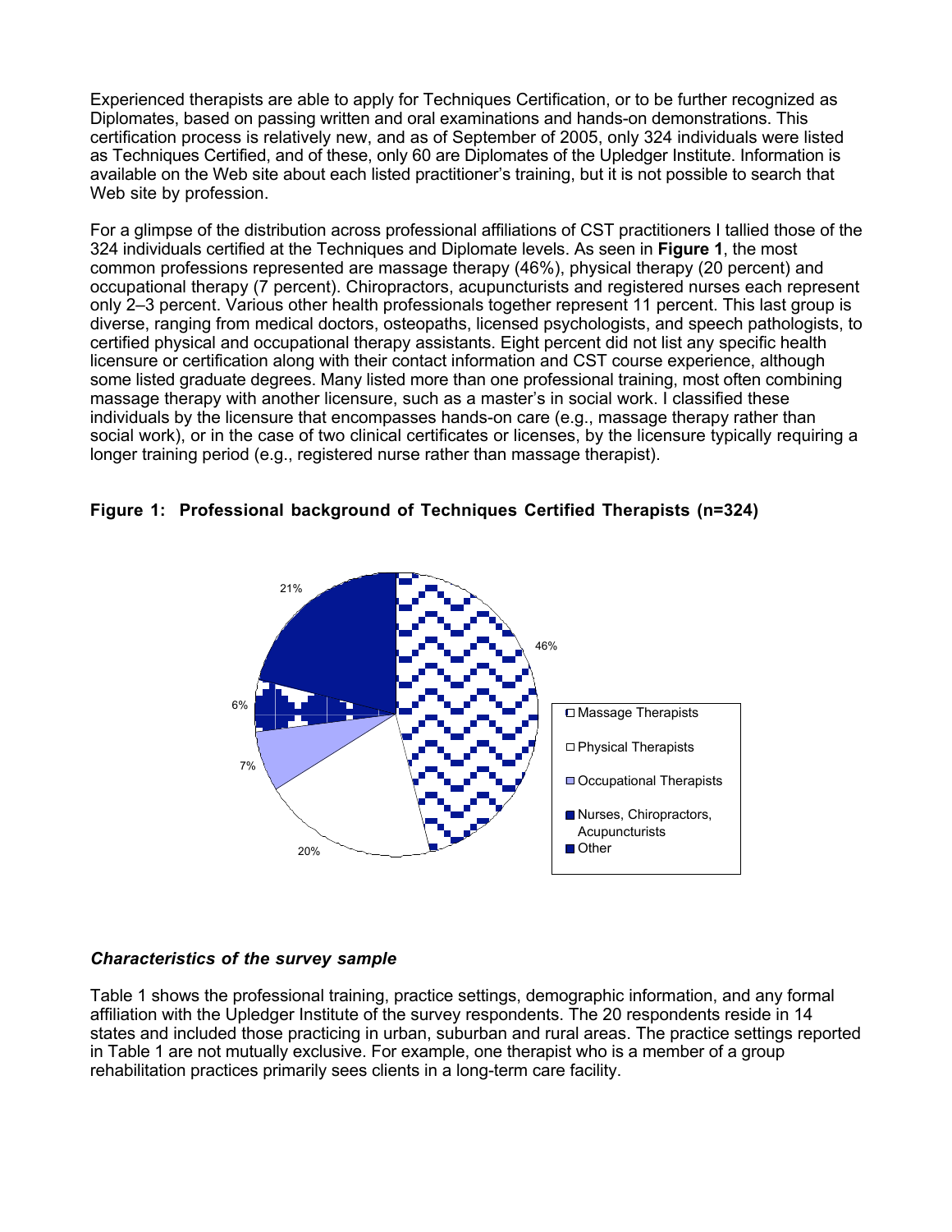Experienced therapists are able to apply for Techniques Certification, or to be further recognized as Diplomates, based on passing written and oral examinations and hands-on demonstrations. This certification process is relatively new, and as of September of 2005, only 324 individuals were listed as Techniques Certified, and of these, only 60 are Diplomates of the Upledger Institute. Information is available on the Web site about each listed practitioner's training, but it is not possible to search that Web site by profession.

For a glimpse of the distribution across professional affiliations of CST practitioners I tallied those of the 324 individuals certified at the Techniques and Diplomate levels. As seen in **Figure 1**, the most common professions represented are massage therapy (46%), physical therapy (20 percent) and occupational therapy (7 percent). Chiropractors, acupuncturists and registered nurses each represent only 2–3 percent. Various other health professionals together represent 11 percent. This last group is diverse, ranging from medical doctors, osteopaths, licensed psychologists, and speech pathologists, to certified physical and occupational therapy assistants. Eight percent did not list any specific health licensure or certification along with their contact information and CST course experience, although some listed graduate degrees. Many listed more than one professional training, most often combining massage therapy with another licensure, such as a master's in social work. I classified these individuals by the licensure that encompasses hands-on care (e.g., massage therapy rather than social work), or in the case of two clinical certificates or licenses, by the licensure typically requiring a longer training period (e.g., registered nurse rather than massage therapist).

**Figure 1: Professional background of Techniques Certified Therapists (n=324)**

| Category | Percent |
|---|---|
| Massage Therapists | 46% |
| Physical Therapists | 20% |
| Occupational Therapists | 7% |
| Nurses, Chiropractors, Acupuncturists | 6% |
| Other | 21% |

### *Characteristics of the survey sample*

Table 1 shows the professional training, practice settings, demographic information, and any formal affiliation with the Upledger Institute of the survey respondents. The 20 respondents reside in 14 states and included those practicing in urban, suburban and rural areas. The practice settings reported in Table 1 are not mutually exclusive. For example, one therapist who is a member of a group rehabilitation practices primarily sees clients in a long-term care facility.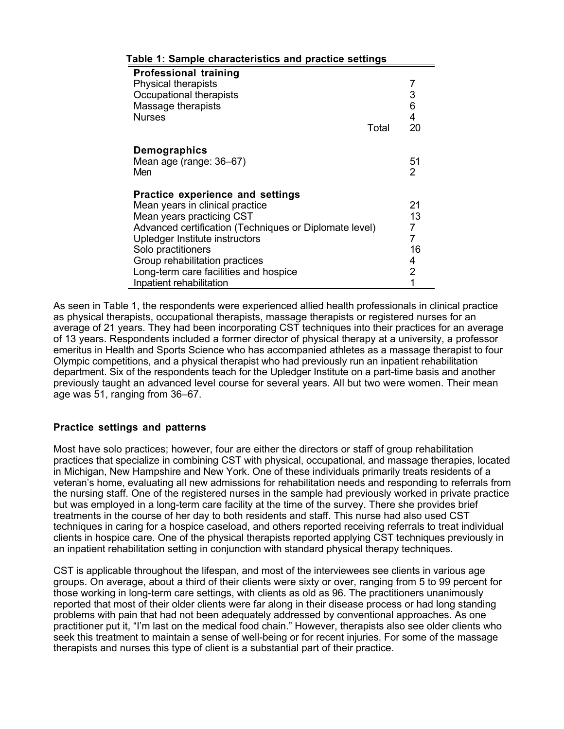**Table 1: Sample characteristics and practice settings**

| | |
|---|---|
| **Professional training** | |
| Physical therapists | 7 |
| Occupational therapists | 3 |
| Massage therapists | 6 |
| Nurses | 4 |
| Total | 20 |
| **Demographics** | |
| Mean age (range: 36–67) | 51 |
| Men | 2 |
| **Practice experience and settings** | |
| Mean years in clinical practice | 21 |
| Mean years practicing CST | 13 |
| Advanced certification (Techniques or Diplomate level) | 7 |
| Upledger Institute instructors | 7 |
| Solo practitioners | 16 |
| Group rehabilitation practices | 4 |
| Long-term care facilities and hospice | 2 |
| Inpatient rehabilitation | 1 |

As seen in Table 1, the respondents were experienced allied health professionals in clinical practice as physical therapists, occupational therapists, massage therapists or registered nurses for an average of 21 years. They had been incorporating CST techniques into their practices for an average of 13 years. Respondents included a former director of physical therapy at a university, a professor emeritus in Health and Sports Science who has accompanied athletes as a massage therapist to four Olympic competitions, and a physical therapist who had previously run an inpatient rehabilitation department. Six of the respondents teach for the Upledger Institute on a part-time basis and another previously taught an advanced level course for several years. All but two were women. Their mean age was 51, ranging from 36–67.

### Practice settings and patterns

Most have solo practices; however, four are either the directors or staff of group rehabilitation practices that specialize in combining CST with physical, occupational, and massage therapies, located in Michigan, New Hampshire and New York. One of these individuals primarily treats residents of a veteran's home, evaluating all new admissions for rehabilitation needs and responding to referrals from the nursing staff. One of the registered nurses in the sample had previously worked in private practice but was employed in a long-term care facility at the time of the survey. There she provides brief treatments in the course of her day to both residents and staff. This nurse had also used CST techniques in caring for a hospice caseload, and others reported receiving referrals to treat individual clients in hospice care. One of the physical therapists reported applying CST techniques previously in an inpatient rehabilitation setting in conjunction with standard physical therapy techniques.

CST is applicable throughout the lifespan, and most of the interviewees see clients in various age groups. On average, about a third of their clients were sixty or over, ranging from 5 to 99 percent for those working in long-term care settings, with clients as old as 96. The practitioners unanimously reported that most of their older clients were far along in their disease process or had long standing problems with pain that had not been adequately addressed by conventional approaches. As one practitioner put it, "I'm last on the medical food chain." However, therapists also see older clients who seek this treatment to maintain a sense of well-being or for recent injuries. For some of the massage therapists and nurses this type of client is a substantial part of their practice.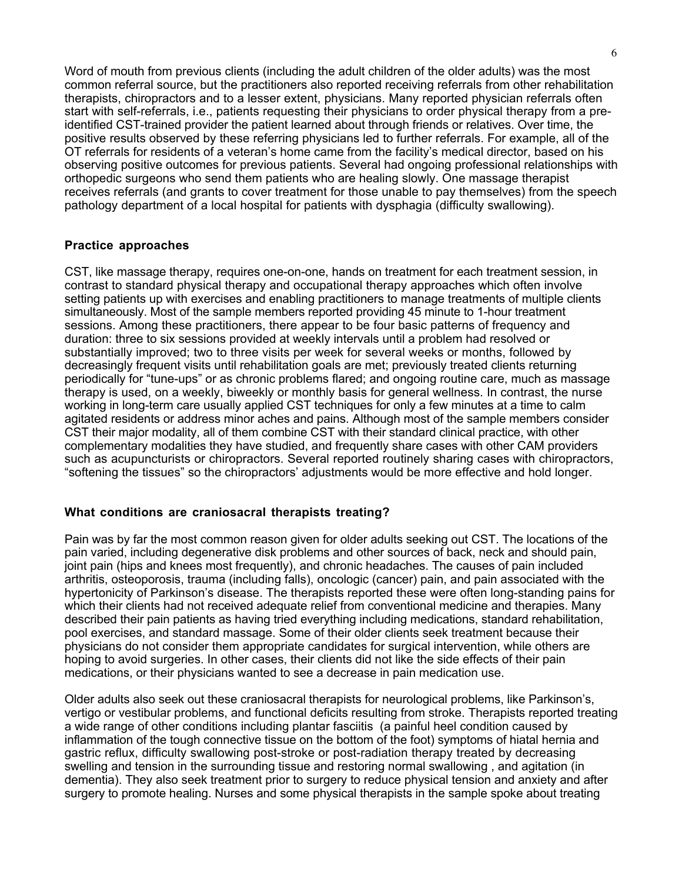Word of mouth from previous clients (including the adult children of the older adults) was the most common referral source, but the practitioners also reported receiving referrals from other rehabilitation therapists, chiropractors and to a lesser extent, physicians. Many reported physician referrals often start with self-referrals, i.e., patients requesting their physicians to order physical therapy from a pre-identified CST-trained provider the patient learned about through friends or relatives. Over time, the positive results observed by these referring physicians led to further referrals. For example, all of the OT referrals for residents of a veteran's home came from the facility's medical director, based on his observing positive outcomes for previous patients. Several had ongoing professional relationships with orthopedic surgeons who send them patients who are healing slowly. One massage therapist receives referrals (and grants to cover treatment for those unable to pay themselves) from the speech pathology department of a local hospital for patients with dysphagia (difficulty swallowing).

### Practice approaches

CST, like massage therapy, requires one-on-one, hands on treatment for each treatment session, in contrast to standard physical therapy and occupational therapy approaches which often involve setting patients up with exercises and enabling practitioners to manage treatments of multiple clients simultaneously. Most of the sample members reported providing 45 minute to 1-hour treatment sessions. Among these practitioners, there appear to be four basic patterns of frequency and duration: three to six sessions provided at weekly intervals until a problem had resolved or substantially improved; two to three visits per week for several weeks or months, followed by decreasingly frequent visits until rehabilitation goals are met; previously treated clients returning periodically for "tune-ups" or as chronic problems flared; and ongoing routine care, much as massage therapy is used, on a weekly, biweekly or monthly basis for general wellness. In contrast, the nurse working in long-term care usually applied CST techniques for only a few minutes at a time to calm agitated residents or address minor aches and pains. Although most of the sample members consider CST their major modality, all of them combine CST with their standard clinical practice, with other complementary modalities they have studied, and frequently share cases with other CAM providers such as acupuncturists or chiropractors. Several reported routinely sharing cases with chiropractors, "softening the tissues" so the chiropractors' adjustments would be more effective and hold longer.

### What conditions are craniosacral therapists treating?

Pain was by far the most common reason given for older adults seeking out CST. The locations of the pain varied, including degenerative disk problems and other sources of back, neck and should pain, joint pain (hips and knees most frequently), and chronic headaches. The causes of pain included arthritis, osteoporosis, trauma (including falls), oncologic (cancer) pain, and pain associated with the hypertonicity of Parkinson's disease. The therapists reported these were often long-standing pains for which their clients had not received adequate relief from conventional medicine and therapies. Many described their pain patients as having tried everything including medications, standard rehabilitation, pool exercises, and standard massage. Some of their older clients seek treatment because their physicians do not consider them appropriate candidates for surgical intervention, while others are hoping to avoid surgeries. In other cases, their clients did not like the side effects of their pain medications, or their physicians wanted to see a decrease in pain medication use.

Older adults also seek out these craniosacral therapists for neurological problems, like Parkinson's, vertigo or vestibular problems, and functional deficits resulting from stroke. Therapists reported treating a wide range of other conditions including plantar fasciitis (a painful heel condition caused by inflammation of the tough connective tissue on the bottom of the foot) symptoms of hiatal hernia and gastric reflux, difficulty swallowing post-stroke or post-radiation therapy treated by decreasing swelling and tension in the surrounding tissue and restoring normal swallowing , and agitation (in dementia). They also seek treatment prior to surgery to reduce physical tension and anxiety and after surgery to promote healing. Nurses and some physical therapists in the sample spoke about treating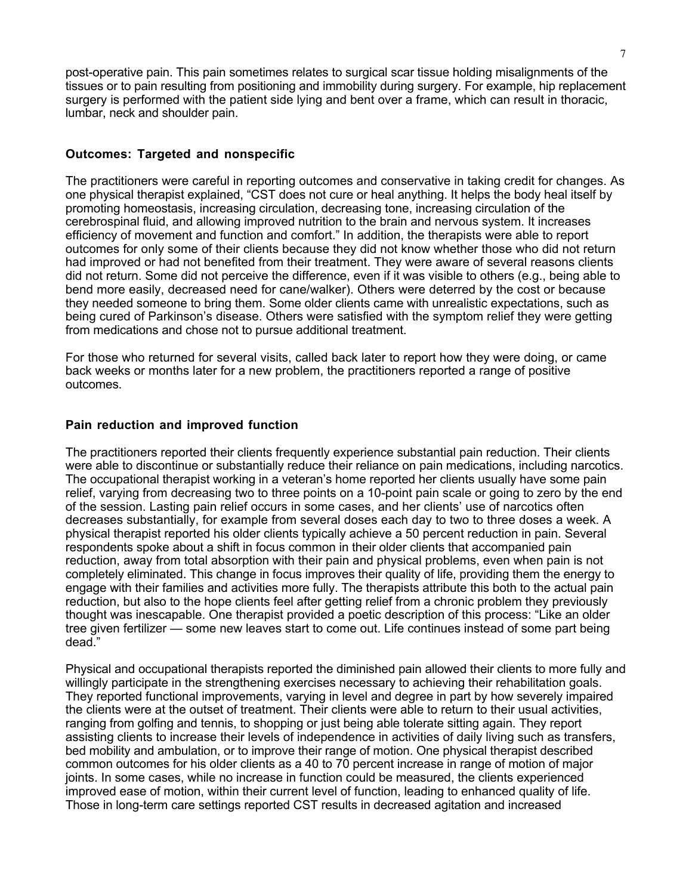post-operative pain. This pain sometimes relates to surgical scar tissue holding misalignments of the tissues or to pain resulting from positioning and immobility during surgery. For example, hip replacement surgery is performed with the patient side lying and bent over a frame, which can result in thoracic, lumbar, neck and shoulder pain.

### Outcomes: Targeted and nonspecific

The practitioners were careful in reporting outcomes and conservative in taking credit for changes. As one physical therapist explained, "CST does not cure or heal anything. It helps the body heal itself by promoting homeostasis, increasing circulation, decreasing tone, increasing circulation of the cerebrospinal fluid, and allowing improved nutrition to the brain and nervous system. It increases efficiency of movement and function and comfort." In addition, the therapists were able to report outcomes for only some of their clients because they did not know whether those who did not return had improved or had not benefited from their treatment. They were aware of several reasons clients did not return. Some did not perceive the difference, even if it was visible to others (e.g., being able to bend more easily, decreased need for cane/walker). Others were deterred by the cost or because they needed someone to bring them. Some older clients came with unrealistic expectations, such as being cured of Parkinson's disease. Others were satisfied with the symptom relief they were getting from medications and chose not to pursue additional treatment.

For those who returned for several visits, called back later to report how they were doing, or came back weeks or months later for a new problem, the practitioners reported a range of positive outcomes.

### Pain reduction and improved function

The practitioners reported their clients frequently experience substantial pain reduction. Their clients were able to discontinue or substantially reduce their reliance on pain medications, including narcotics. The occupational therapist working in a veteran's home reported her clients usually have some pain relief, varying from decreasing two to three points on a 10-point pain scale or going to zero by the end of the session. Lasting pain relief occurs in some cases, and her clients' use of narcotics often decreases substantially, for example from several doses each day to two to three doses a week. A physical therapist reported his older clients typically achieve a 50 percent reduction in pain. Several respondents spoke about a shift in focus common in their older clients that accompanied pain reduction, away from total absorption with their pain and physical problems, even when pain is not completely eliminated. This change in focus improves their quality of life, providing them the energy to engage with their families and activities more fully. The therapists attribute this both to the actual pain reduction, but also to the hope clients feel after getting relief from a chronic problem they previously thought was inescapable. One therapist provided a poetic description of this process: "Like an older tree given fertilizer — some new leaves start to come out. Life continues instead of some part being dead."

Physical and occupational therapists reported the diminished pain allowed their clients to more fully and willingly participate in the strengthening exercises necessary to achieving their rehabilitation goals. They reported functional improvements, varying in level and degree in part by how severely impaired the clients were at the outset of treatment. Their clients were able to return to their usual activities, ranging from golfing and tennis, to shopping or just being able tolerate sitting again. They report assisting clients to increase their levels of independence in activities of daily living such as transfers, bed mobility and ambulation, or to improve their range of motion. One physical therapist described common outcomes for his older clients as a 40 to 70 percent increase in range of motion of major joints. In some cases, while no increase in function could be measured, the clients experienced improved ease of motion, within their current level of function, leading to enhanced quality of life. Those in long-term care settings reported CST results in decreased agitation and increased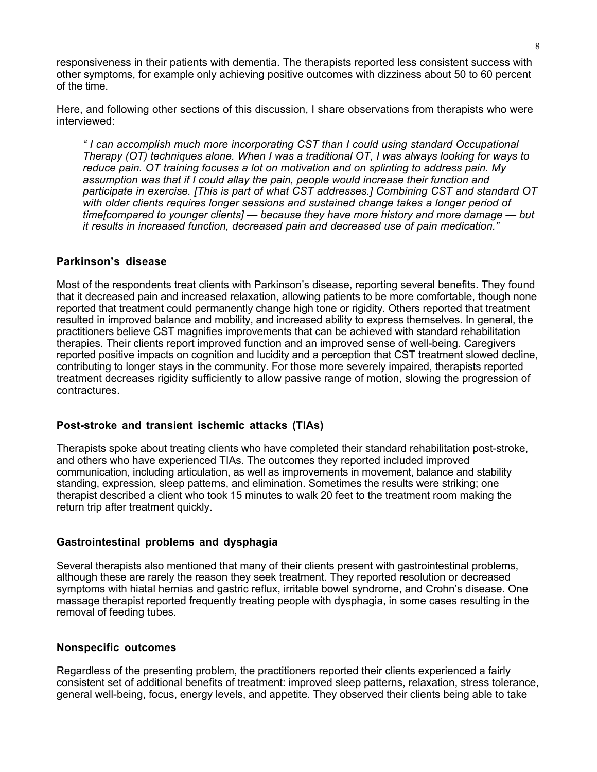responsiveness in their patients with dementia. The therapists reported less consistent success with other symptoms, for example only achieving positive outcomes with dizziness about 50 to 60 percent of the time.

Here, and following other sections of this discussion, I share observations from therapists who were interviewed:

> *" I can accomplish much more incorporating CST than I could using standard Occupational Therapy (OT) techniques alone. When I was a traditional OT, I was always looking for ways to reduce pain. OT training focuses a lot on motivation and on splinting to address pain. My assumption was that if I could allay the pain, people would increase their function and participate in exercise. [This is part of what CST addresses.] Combining CST and standard OT with older clients requires longer sessions and sustained change takes a longer period of time[compared to younger clients] — because they have more history and more damage — but it results in increased function, decreased pain and decreased use of pain medication."*

### Parkinson's disease

Most of the respondents treat clients with Parkinson's disease, reporting several benefits. They found that it decreased pain and increased relaxation, allowing patients to be more comfortable, though none reported that treatment could permanently change high tone or rigidity. Others reported that treatment resulted in improved balance and mobility, and increased ability to express themselves. In general, the practitioners believe CST magnifies improvements that can be achieved with standard rehabilitation therapies. Their clients report improved function and an improved sense of well-being. Caregivers reported positive impacts on cognition and lucidity and a perception that CST treatment slowed decline, contributing to longer stays in the community. For those more severely impaired, therapists reported treatment decreases rigidity sufficiently to allow passive range of motion, slowing the progression of contractures.

### Post-stroke and transient ischemic attacks (TIAs)

Therapists spoke about treating clients who have completed their standard rehabilitation post-stroke, and others who have experienced TIAs. The outcomes they reported included improved communication, including articulation, as well as improvements in movement, balance and stability standing, expression, sleep patterns, and elimination. Sometimes the results were striking; one therapist described a client who took 15 minutes to walk 20 feet to the treatment room making the return trip after treatment quickly.

### Gastrointestinal problems and dysphagia

Several therapists also mentioned that many of their clients present with gastrointestinal problems, although these are rarely the reason they seek treatment. They reported resolution or decreased symptoms with hiatal hernias and gastric reflux, irritable bowel syndrome, and Crohn's disease. One massage therapist reported frequently treating people with dysphagia, in some cases resulting in the removal of feeding tubes.

### Nonspecific outcomes

Regardless of the presenting problem, the practitioners reported their clients experienced a fairly consistent set of additional benefits of treatment: improved sleep patterns, relaxation, stress tolerance, general well-being, focus, energy levels, and appetite. They observed their clients being able to take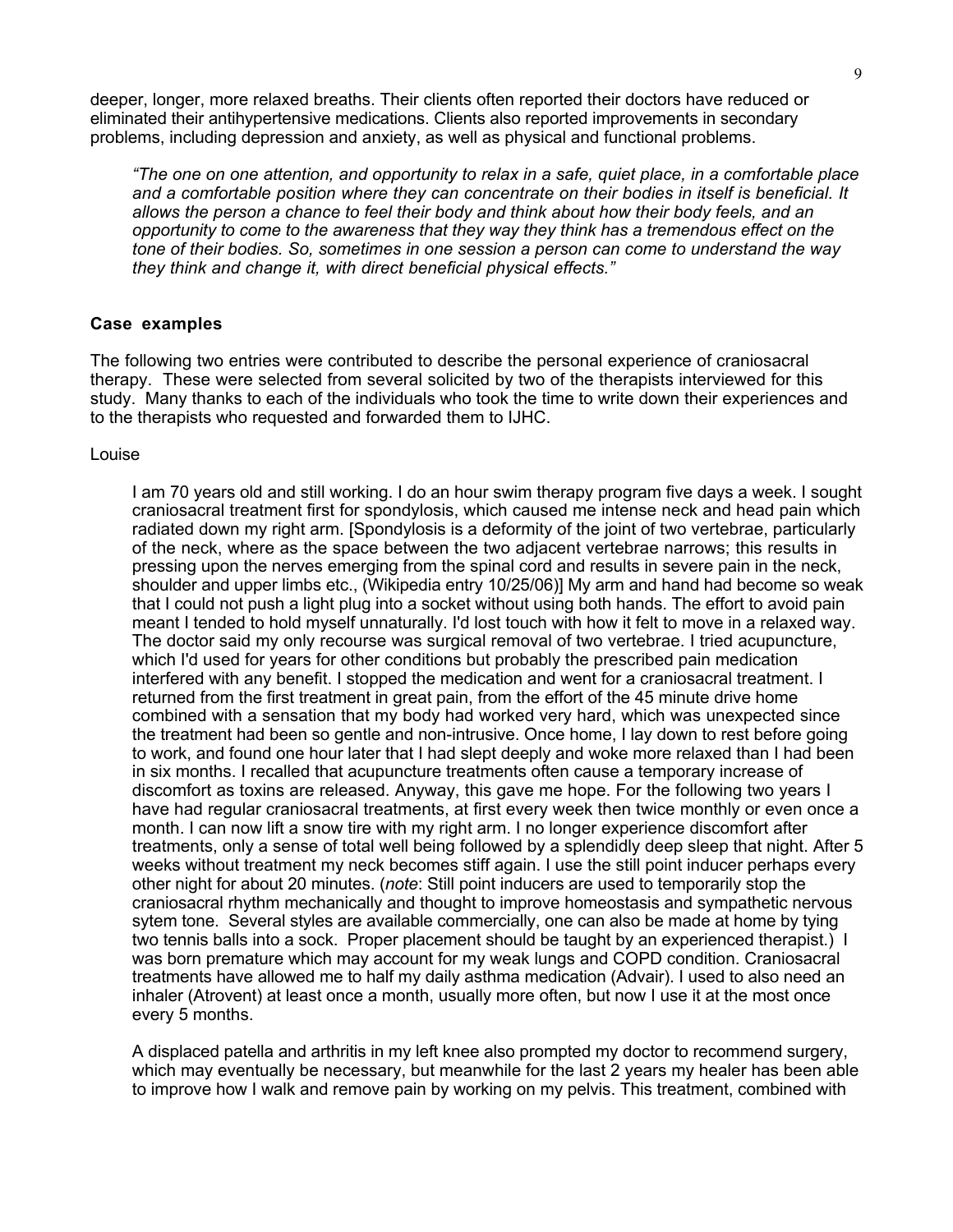deeper, longer, more relaxed breaths. Their clients often reported their doctors have reduced or eliminated their antihypertensive medications. Clients also reported improvements in secondary problems, including depression and anxiety, as well as physical and functional problems.

> *"The one on one attention, and opportunity to relax in a safe, quiet place, in a comfortable place and a comfortable position where they can concentrate on their bodies in itself is beneficial. It allows the person a chance to feel their body and think about how their body feels, and an opportunity to come to the awareness that they way they think has a tremendous effect on the tone of their bodies. So, sometimes in one session a person can come to understand the way they think and change it, with direct beneficial physical effects."*

**Case examples**

The following two entries were contributed to describe the personal experience of craniosacral therapy. These were selected from several solicited by two of the therapists interviewed for this study. Many thanks to each of the individuals who took the time to write down their experiences and to the therapists who requested and forwarded them to IJHC.

Louise

> I am 70 years old and still working. I do an hour swim therapy program five days a week. I sought craniosacral treatment first for spondylosis, which caused me intense neck and head pain which radiated down my right arm. [Spondylosis is a deformity of the joint of two vertebrae, particularly of the neck, where as the space between the two adjacent vertebrae narrows; this results in pressing upon the nerves emerging from the spinal cord and results in severe pain in the neck, shoulder and upper limbs etc., (Wikipedia entry 10/25/06)] My arm and hand had become so weak that I could not push a light plug into a socket without using both hands. The effort to avoid pain meant I tended to hold myself unnaturally. I'd lost touch with how it felt to move in a relaxed way. The doctor said my only recourse was surgical removal of two vertebrae. I tried acupuncture, which I'd used for years for other conditions but probably the prescribed pain medication interfered with any benefit. I stopped the medication and went for a craniosacral treatment. I returned from the first treatment in great pain, from the effort of the 45 minute drive home combined with a sensation that my body had worked very hard, which was unexpected since the treatment had been so gentle and non-intrusive. Once home, I lay down to rest before going to work, and found one hour later that I had slept deeply and woke more relaxed than I had been in six months. I recalled that acupuncture treatments often cause a temporary increase of discomfort as toxins are released. Anyway, this gave me hope. For the following two years I have had regular craniosacral treatments, at first every week then twice monthly or even once a month. I can now lift a snow tire with my right arm. I no longer experience discomfort after treatments, only a sense of total well being followed by a splendidly deep sleep that night. After 5 weeks without treatment my neck becomes stiff again. I use the still point inducer perhaps every other night for about 20 minutes. (*note*: Still point inducers are used to temporarily stop the craniosacral rhythm mechanically and thought to improve homeostasis and sympathetic nervous sytem tone. Several styles are available commercially, one can also be made at home by tying two tennis balls into a sock. Proper placement should be taught by an experienced therapist.) I was born premature which may account for my weak lungs and COPD condition. Craniosacral treatments have allowed me to half my daily asthma medication (Advair). I used to also need an inhaler (Atrovent) at least once a month, usually more often, but now I use it at the most once every 5 months.
>
> A displaced patella and arthritis in my left knee also prompted my doctor to recommend surgery, which may eventually be necessary, but meanwhile for the last 2 years my healer has been able to improve how I walk and remove pain by working on my pelvis. This treatment, combined with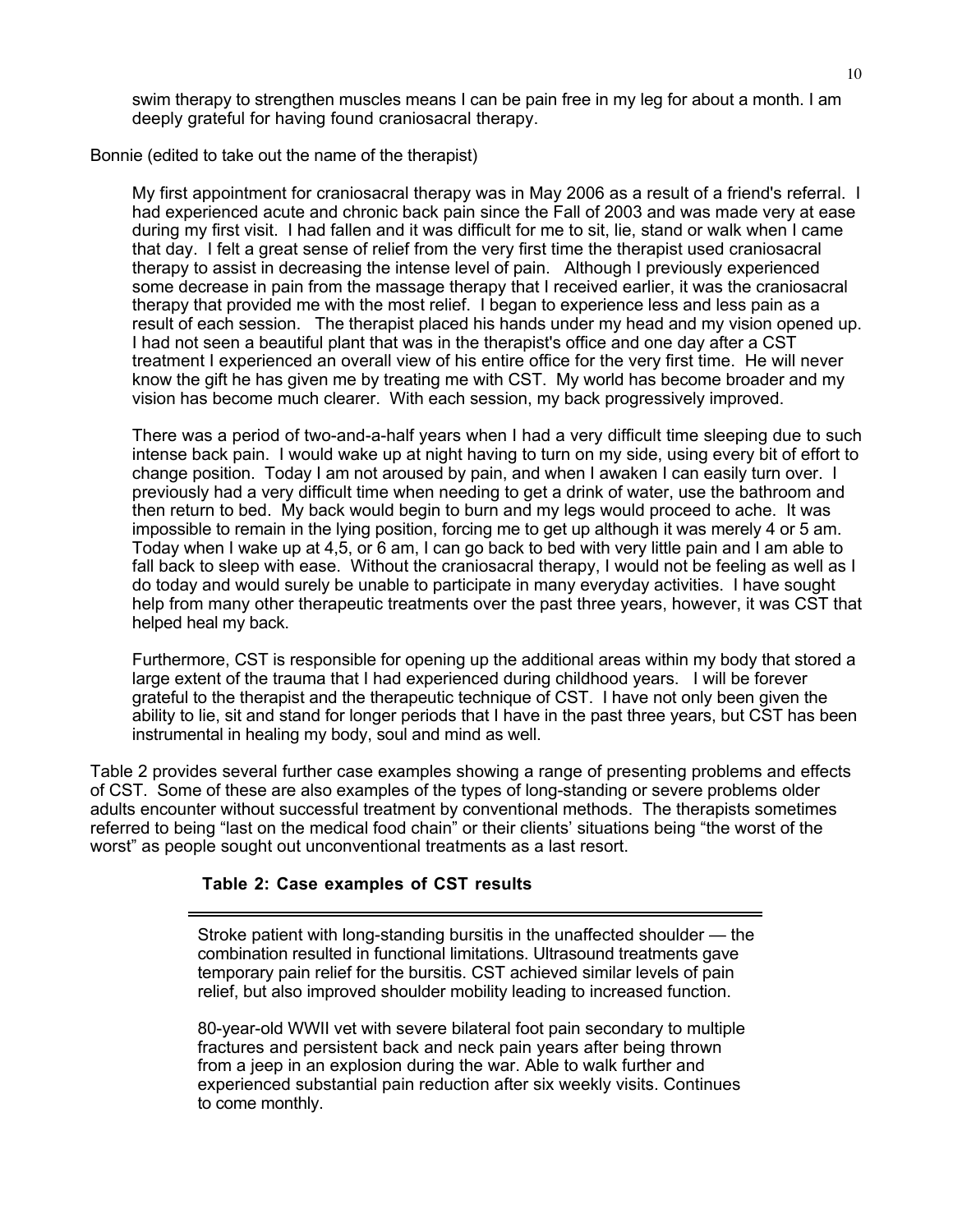swim therapy to strengthen muscles means I can be pain free in my leg for about a month. I am deeply grateful for having found craniosacral therapy.

Bonnie (edited to take out the name of the therapist)

> My first appointment for craniosacral therapy was in May 2006 as a result of a friend's referral. I had experienced acute and chronic back pain since the Fall of 2003 and was made very at ease during my first visit. I had fallen and it was difficult for me to sit, lie, stand or walk when I came that day. I felt a great sense of relief from the very first time the therapist used craniosacral therapy to assist in decreasing the intense level of pain. Although I previously experienced some decrease in pain from the massage therapy that I received earlier, it was the craniosacral therapy that provided me with the most relief. I began to experience less and less pain as a result of each session. The therapist placed his hands under my head and my vision opened up. I had not seen a beautiful plant that was in the therapist's office and one day after a CST treatment I experienced an overall view of his entire office for the very first time. He will never know the gift he has given me by treating me with CST. My world has become broader and my vision has become much clearer. With each session, my back progressively improved.
>
> There was a period of two-and-a-half years when I had a very difficult time sleeping due to such intense back pain. I would wake up at night having to turn on my side, using every bit of effort to change position. Today I am not aroused by pain, and when I awaken I can easily turn over. I previously had a very difficult time when needing to get a drink of water, use the bathroom and then return to bed. My back would begin to burn and my legs would proceed to ache. It was impossible to remain in the lying position, forcing me to get up although it was merely 4 or 5 am. Today when I wake up at 4,5, or 6 am, I can go back to bed with very little pain and I am able to fall back to sleep with ease. Without the craniosacral therapy, I would not be feeling as well as I do today and would surely be unable to participate in many everyday activities. I have sought help from many other therapeutic treatments over the past three years, however, it was CST that helped heal my back.
>
> Furthermore, CST is responsible for opening up the additional areas within my body that stored a large extent of the trauma that I had experienced during childhood years. I will be forever grateful to the therapist and the therapeutic technique of CST. I have not only been given the ability to lie, sit and stand for longer periods that I have in the past three years, but CST has been instrumental in healing my body, soul and mind as well.

Table 2 provides several further case examples showing a range of presenting problems and effects of CST. Some of these are also examples of the types of long-standing or severe problems older adults encounter without successful treatment by conventional methods. The therapists sometimes referred to being "last on the medical food chain" or their clients' situations being "the worst of the worst" as people sought out unconventional treatments as a last resort.

**Table 2: Case examples of CST results**

| |
|---|
| Stroke patient with long-standing bursitis in the unaffected shoulder — the combination resulted in functional limitations. Ultrasound treatments gave temporary pain relief for the bursitis. CST achieved similar levels of pain relief, but also improved shoulder mobility leading to increased function. |
| 80-year-old WWII vet with severe bilateral foot pain secondary to multiple fractures and persistent back and neck pain years after being thrown from a jeep in an explosion during the war. Able to walk further and experienced substantial pain reduction after six weekly visits. Continues to come monthly. |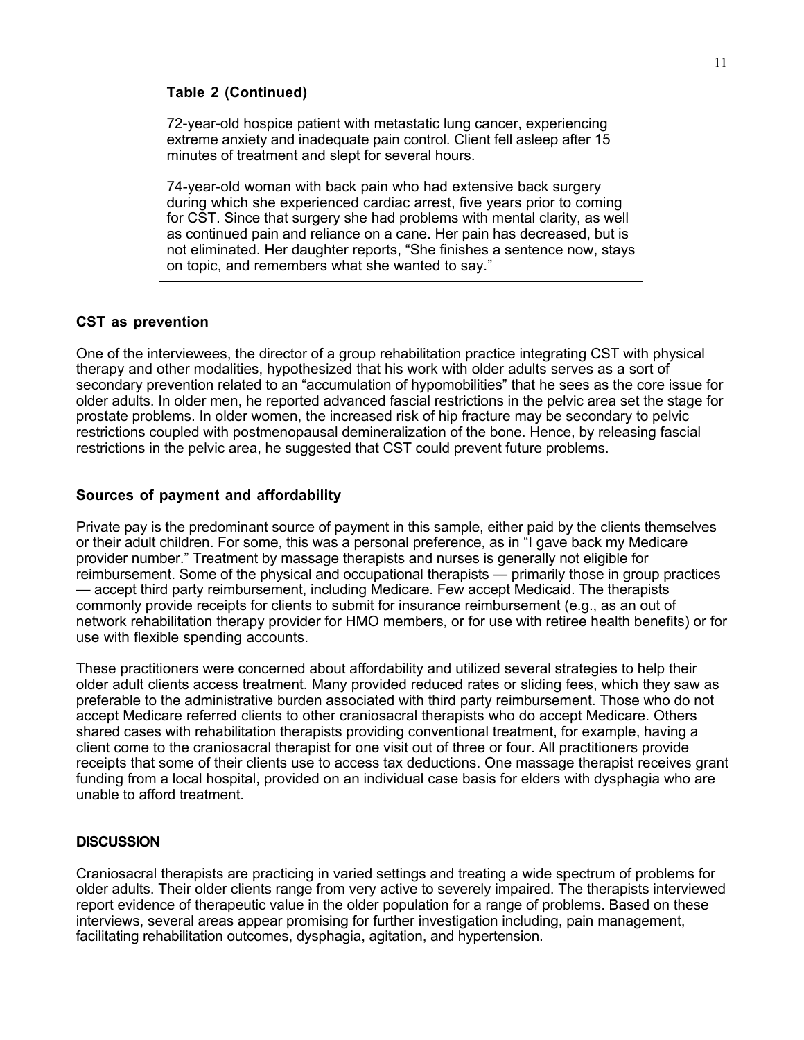**Table 2 (Continued)**

72-year-old hospice patient with metastatic lung cancer, experiencing extreme anxiety and inadequate pain control. Client fell asleep after 15 minutes of treatment and slept for several hours.

74-year-old woman with back pain who had extensive back surgery during which she experienced cardiac arrest, five years prior to coming for CST. Since that surgery she had problems with mental clarity, as well as continued pain and reliance on a cane. Her pain has decreased, but is not eliminated. Her daughter reports, "She finishes a sentence now, stays on topic, and remembers what she wanted to say."

### CST as prevention

One of the interviewees, the director of a group rehabilitation practice integrating CST with physical therapy and other modalities, hypothesized that his work with older adults serves as a sort of secondary prevention related to an "accumulation of hypomobilities" that he sees as the core issue for older adults. In older men, he reported advanced fascial restrictions in the pelvic area set the stage for prostate problems. In older women, the increased risk of hip fracture may be secondary to pelvic restrictions coupled with postmenopausal demineralization of the bone. Hence, by releasing fascial restrictions in the pelvic area, he suggested that CST could prevent future problems.

### Sources of payment and affordability

Private pay is the predominant source of payment in this sample, either paid by the clients themselves or their adult children. For some, this was a personal preference, as in "I gave back my Medicare provider number." Treatment by massage therapists and nurses is generally not eligible for reimbursement. Some of the physical and occupational therapists — primarily those in group practices — accept third party reimbursement, including Medicare. Few accept Medicaid. The therapists commonly provide receipts for clients to submit for insurance reimbursement (e.g., as an out of network rehabilitation therapy provider for HMO members, or for use with retiree health benefits) or for use with flexible spending accounts.

These practitioners were concerned about affordability and utilized several strategies to help their older adult clients access treatment. Many provided reduced rates or sliding fees, which they saw as preferable to the administrative burden associated with third party reimbursement. Those who do not accept Medicare referred clients to other craniosacral therapists who do accept Medicare. Others shared cases with rehabilitation therapists providing conventional treatment, for example, having a client come to the craniosacral therapist for one visit out of three or four. All practitioners provide receipts that some of their clients use to access tax deductions. One massage therapist receives grant funding from a local hospital, provided on an individual case basis for elders with dysphagia who are unable to afford treatment.

## DISCUSSION

Craniosacral therapists are practicing in varied settings and treating a wide spectrum of problems for older adults. Their older clients range from very active to severely impaired. The therapists interviewed report evidence of therapeutic value in the older population for a range of problems. Based on these interviews, several areas appear promising for further investigation including, pain management, facilitating rehabilitation outcomes, dysphagia, agitation, and hypertension.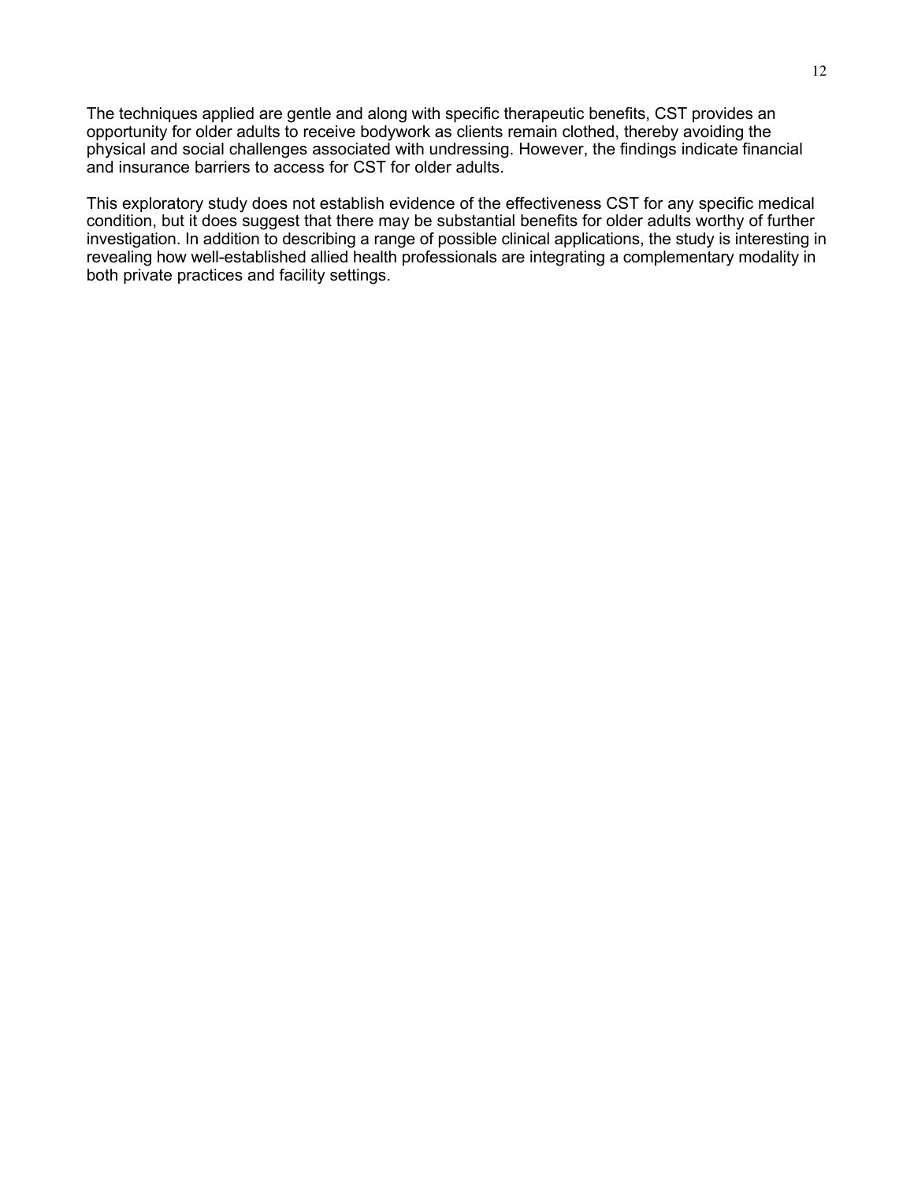The techniques applied are gentle and along with specific therapeutic benefits, CST provides an opportunity for older adults to receive bodywork as clients remain clothed, thereby avoiding the physical and social challenges associated with undressing. However, the findings indicate financial and insurance barriers to access for CST for older adults.

This exploratory study does not establish evidence of the effectiveness CST for any specific medical condition, but it does suggest that there may be substantial benefits for older adults worthy of further investigation. In addition to describing a range of possible clinical applications, the study is interesting in revealing how well-established allied health professionals are integrating a complementary modality in both private practices and facility settings.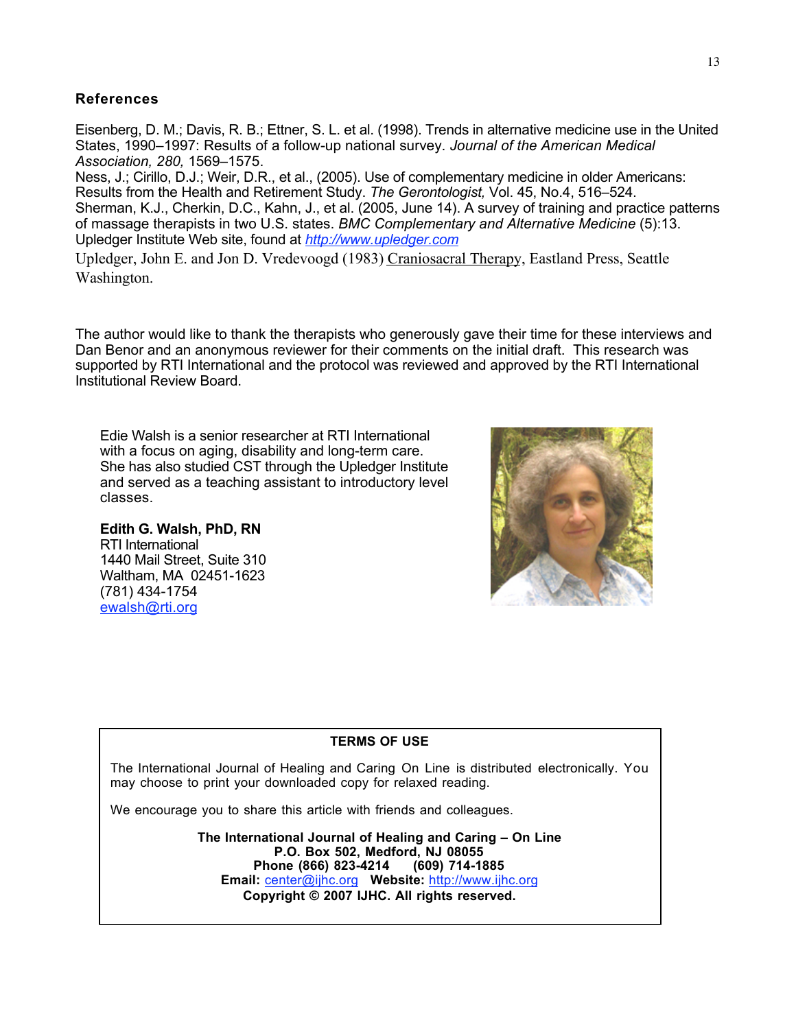## References

Eisenberg, D. M.; Davis, R. B.; Ettner, S. L. et al. (1998). Trends in alternative medicine use in the United States, 1990–1997: Results of a follow-up national survey. *Journal of the American Medical Association, 280,* 1569–1575.

Ness, J.; Cirillo, D.J.; Weir, D.R., et al., (2005). Use of complementary medicine in older Americans: Results from the Health and Retirement Study. *The Gerontologist,* Vol. 45, No.4, 516–524.

Sherman, K.J., Cherkin, D.C., Kahn, J., et al. (2005, June 14). A survey of training and practice patterns of massage therapists in two U.S. states. *BMC Complementary and Alternative Medicine* (5):13.

Upledger Institute Web site, found at *http://www.upledger.com*

Upledger, John E. and Jon D. Vredevoogd (1983) Craniosacral Therapy, Eastland Press, Seattle Washington.

The author would like to thank the therapists who generously gave their time for these interviews and Dan Benor and an anonymous reviewer for their comments on the initial draft. This research was supported by RTI International and the protocol was reviewed and approved by the RTI International Institutional Review Board.

Edie Walsh is a senior researcher at RTI International with a focus on aging, disability and long-term care. She has also studied CST through the Upledger Institute and served as a teaching assistant to introductory level classes.

**Edith G. Walsh, PhD, RN**
RTI International
1440 Mail Street, Suite 310
Waltham, MA 02451-1623
(781) 434-1754
ewalsh@rti.org

**TERMS OF USE**

The International Journal of Healing and Caring On Line is distributed electronically. You may choose to print your downloaded copy for relaxed reading.

We encourage you to share this article with friends and colleagues.

**The International Journal of Healing and Caring – On Line**
**P.O. Box 502, Medford, NJ 08055**
**Phone (866) 823-4214 (609) 714-1885**
**Email:** center@ijhc.org **Website:** http://www.ijhc.org
**Copyright © 2007 IJHC. All rights reserved.**